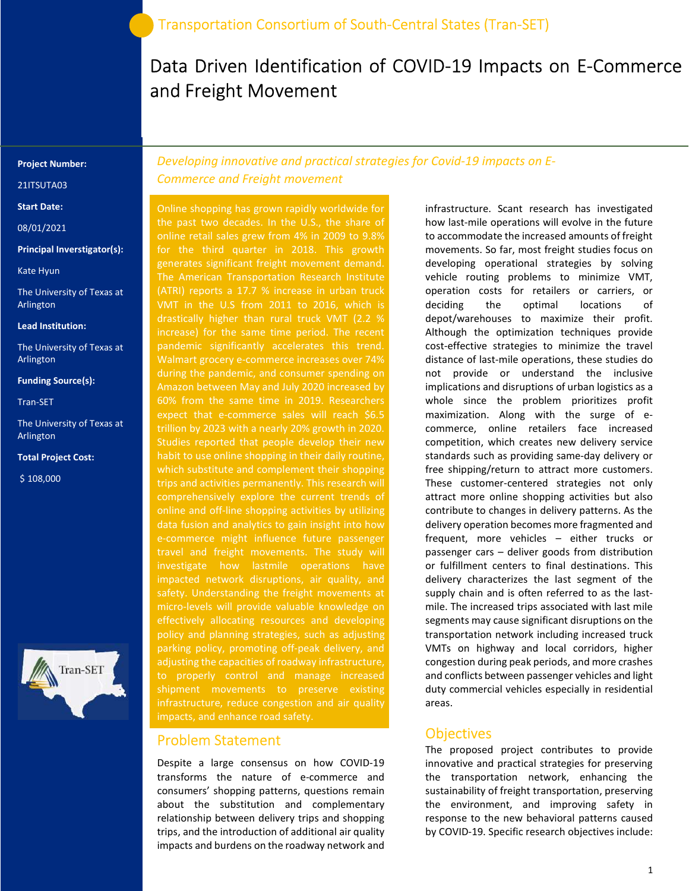Transportation Consortium of South-Central States (Tran-SET)

# Data Driven Identification of COVID-19 Impacts on E-Commerce and Freight Movement

**Project Number:**

21ITSUTA03

**Start Date:**

08/01/2021

**Principal Inverstigator(s):**

Kate Hyun

The University of Texas at Arlington

**Lead Institution:**

The University of Texas at Arlington

**Funding Source(s):**

Tran-SET

The University of Texas at Arlington

**Total Project Cost:**

$ 108,000

*Developing innovative and practical strategies for Covid-19 impacts on E-Commerce and Freight movement*

Online shopping has grown rapidly worldwide for the past two decades. In the U.S., the share of online retail sales grew from 4% in 2009 to 9.8% for the third quarter in 2018. This growth generates significant freight movement demand. The American Transportation Research Institute (ATRI) reports a 17.7 % increase in urban truck VMT in the U.S from 2011 to 2016, which is drastically higher than rural truck VMT (2.2 % increase) for the same time period. The recent pandemic significantly accelerates this trend. Walmart grocery e-commerce increases over 74% during the pandemic, and consumer spending on Amazon between May and July 2020 increased by 60% from the same time in 2019. Researchers expect that e-commerce sales will reach $6.5 trillion by 2023 with a nearly 20% growth in 2020. Studies reported that people develop their new habit to use online shopping in their daily routine, which substitute and complement their shopping trips and activities permanently. This research will comprehensively explore the current trends of online and off-line shopping activities by utilizing data fusion and analytics to gain insight into how e-commerce might influence future passenger travel and freight movements. The study will investigate how lastmile operations have impacted network disruptions, air quality, and safety. Understanding the freight movements at micro-levels will provide valuable knowledge on effectively allocating resources and developing policy and planning strategies, such as adjusting parking policy, promoting off-peak delivery, and adjusting the capacities of roadway infrastructure, to properly control and manage increased shipment movements to preserve existing infrastructure, reduce congestion and air quality impacts, and enhance road safety.

## Problem Statement

Despite a large consensus on how COVID-19 transforms the nature of e-commerce and consumers' shopping patterns, questions remain about the substitution and complementary relationship between delivery trips and shopping trips, and the introduction of additional air quality impacts and burdens on the roadway network and infrastructure. Scant research has investigated how last-mile operations will evolve in the future to accommodate the increased amounts of freight movements. So far, most freight studies focus on developing operational strategies by solving vehicle routing problems to minimize VMT, operation costs for retailers or carriers, or deciding the optimal locations of depot/warehouses to maximize their profit. Although the optimization techniques provide cost-effective strategies to minimize the travel distance of last-mile operations, these studies do not provide or understand the inclusive implications and disruptions of urban logistics as a whole since the problem prioritizes profit maximization. Along with the surge of e-commerce, online retailers face increased competition, which creates new delivery service standards such as providing same-day delivery or free shipping/return to attract more customers. These customer-centered strategies not only attract more online shopping activities but also contribute to changes in delivery patterns. As the delivery operation becomes more fragmented and frequent, more vehicles – either trucks or passenger cars – deliver goods from distribution or fulfillment centers to final destinations. This delivery characterizes the last segment of the supply chain and is often referred to as the last-mile. The increased trips associated with last mile segments may cause significant disruptions on the transportation network including increased truck VMTs on highway and local corridors, higher congestion during peak periods, and more crashes and conflicts between passenger vehicles and light duty commercial vehicles especially in residential areas.

## Objectives

The proposed project contributes to provide innovative and practical strategies for preserving the transportation network, enhancing the sustainability of freight transportation, preserving the environment, and improving safety in response to the new behavioral patterns caused by COVID-19. Specific research objectives include: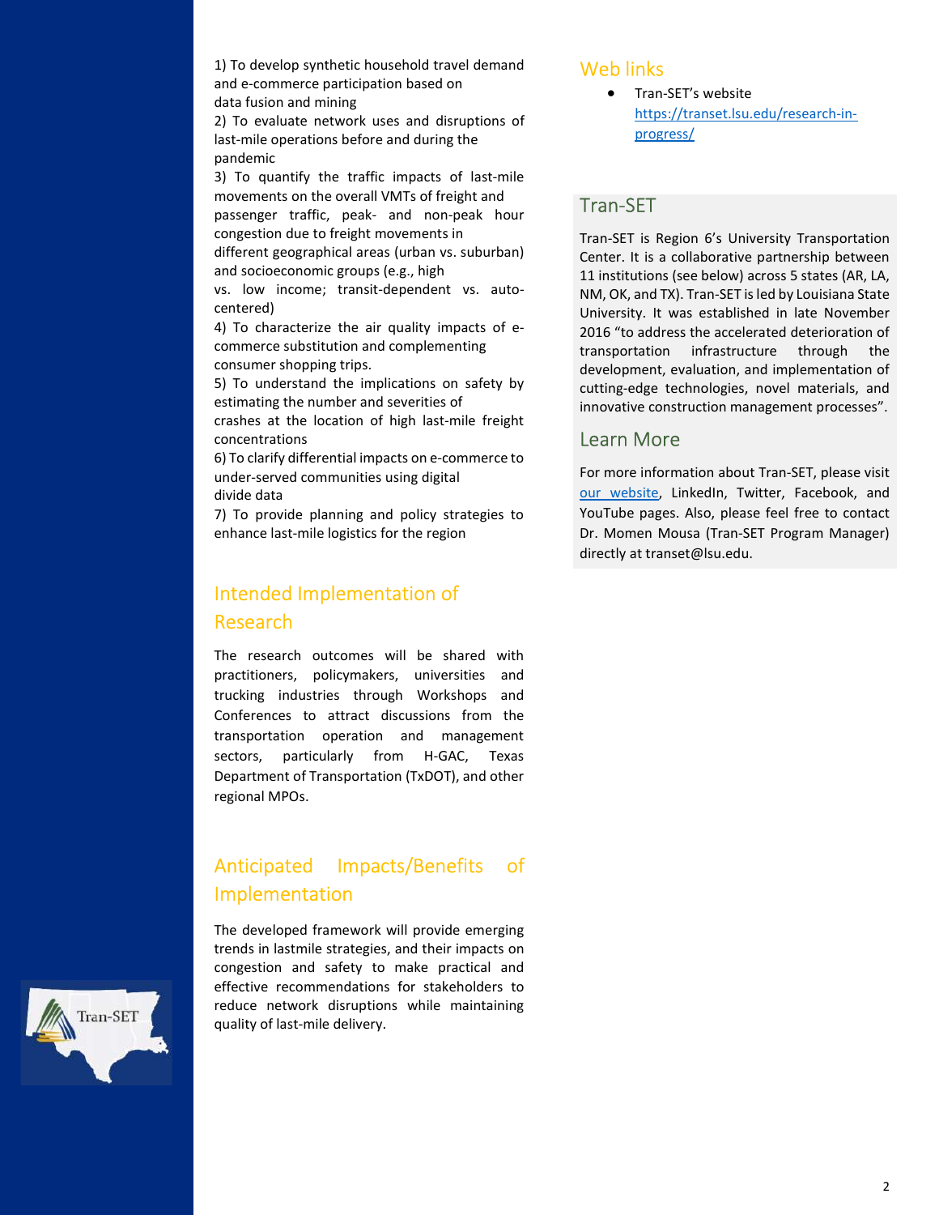1) To develop synthetic household travel demand and e-commerce participation based on data fusion and mining

2) To evaluate network uses and disruptions of last-mile operations before and during the pandemic

3) To quantify the traffic impacts of last-mile movements on the overall VMTs of freight and passenger traffic, peak- and non-peak hour congestion due to freight movements in different geographical areas (urban vs. suburban) and socioeconomic groups (e.g., high vs. low income; transit-dependent vs. auto-centered)

4) To characterize the air quality impacts of e-commerce substitution and complementing consumer shopping trips.

5) To understand the implications on safety by estimating the number and severities of crashes at the location of high last-mile freight concentrations

6) To clarify differential impacts on e-commerce to under-served communities using digital divide data

7) To provide planning and policy strategies to enhance last-mile logistics for the region

## Intended Implementation of Research

The research outcomes will be shared with practitioners, policymakers, universities and trucking industries through Workshops and Conferences to attract discussions from the transportation operation and management sectors, particularly from H-GAC, Texas Department of Transportation (TxDOT), and other regional MPOs.

## Anticipated Impacts/Benefits of Implementation

The developed framework will provide emerging trends in lastmile strategies, and their impacts on congestion and safety to make practical and effective recommendations for stakeholders to reduce network disruptions while maintaining quality of last-mile delivery.

## Web links

- Tran-SET's website https://transet.lsu.edu/research-in-progress/

## Tran-SET

Tran-SET is Region 6's University Transportation Center. It is a collaborative partnership between 11 institutions (see below) across 5 states (AR, LA, NM, OK, and TX). Tran-SET is led by Louisiana State University. It was established in late November 2016 "to address the accelerated deterioration of transportation infrastructure through the development, evaluation, and implementation of cutting-edge technologies, novel materials, and innovative construction management processes".

## Learn More

For more information about Tran-SET, please visit our website, LinkedIn, Twitter, Facebook, and YouTube pages. Also, please feel free to contact Dr. Momen Mousa (Tran-SET Program Manager) directly at transet@lsu.edu.